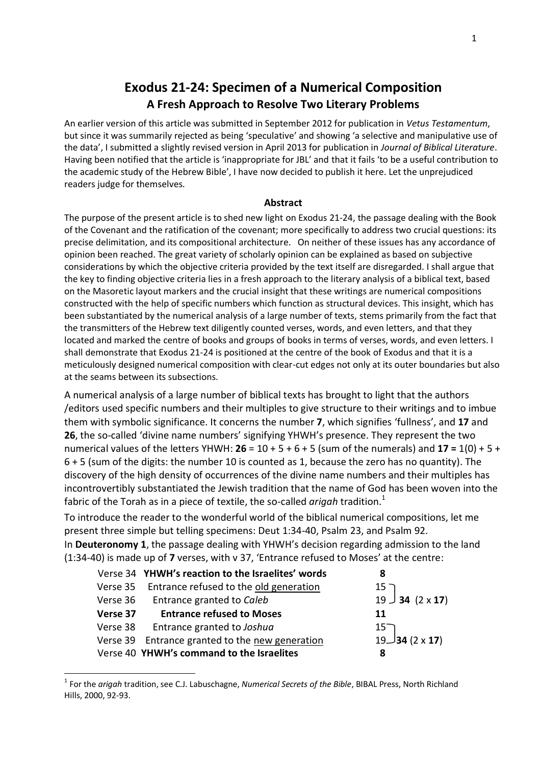# Exodus 21-24: Specimen of a Numerical Composition

## A Fresh Approach to Resolve Two Literary Problems

An earlier version of this article was submitted in September 2012 for publication in *Vetus Testamentum*, but since it was summarily rejected as being 'speculative' and showing 'a selective and manipulative use of the data', I submitted a slightly revised version in April 2013 for publication in *Journal of Biblical Literature*. Having been notified that the article is 'inappropriate for JBL' and that it fails 'to be a useful contribution to the academic study of the Hebrew Bible', I have now decided to publish it here. Let the unprejudiced readers judge for themselves.

### Abstract

The purpose of the present article is to shed new light on Exodus 21-24, the passage dealing with the Book of the Covenant and the ratification of the covenant; more specifically to address two crucial questions: its precise delimitation, and its compositional architecture. On neither of these issues has any accordance of opinion been reached. The great variety of scholarly opinion can be explained as based on subjective considerations by which the objective criteria provided by the text itself are disregarded. I shall argue that the key to finding objective criteria lies in a fresh approach to the literary analysis of a biblical text, based on the Masoretic layout markers and the crucial insight that these writings are numerical compositions constructed with the help of specific numbers which function as structural devices. This insight, which has been substantiated by the numerical analysis of a large number of texts, stems primarily from the fact that the transmitters of the Hebrew text diligently counted verses, words, and even letters, and that they located and marked the centre of books and groups of books in terms of verses, words, and even letters. I shall demonstrate that Exodus 21-24 is positioned at the centre of the book of Exodus and that it is a meticulously designed numerical composition with clear-cut edges not only at its outer boundaries but also at the seams between its subsections.

A numerical analysis of a large number of biblical texts has brought to light that the authors /editors used specific numbers and their multiples to give structure to their writings and to imbue them with symbolic significance. It concerns the number **7**, which signifies 'fullness', and **17** and **26**, the so-called 'divine name numbers' signifying YHWH's presence. They represent the two numerical values of the letters YHWH: **26** = 10 + 5 + 6 + 5 (sum of the numerals) and **17 =** 1(0) + 5 + 6 + 5 (sum of the digits: the number 10 is counted as 1, because the zero has no quantity). The discovery of the high density of occurrences of the divine name numbers and their multiples has incontrovertibly substantiated the Jewish tradition that the name of God has been woven into the fabric of the Torah as in a piece of textile, the so-called *arigah* tradition.[1]

To introduce the reader to the wonderful world of the biblical numerical compositions, let me present three simple but telling specimens: Deut 1:34-40, Psalm 23, and Psalm 92.

In **Deuteronomy 1**, the passage dealing with YHWH's decision regarding admission to the land (1:34-40) is made up of **7** verses, with v 37, 'Entrance refused to Moses' at the centre:

| Verse | Content | Words | Total |
|---|---|---|---|
| Verse 34 | **YHWH's reaction to the Israelites' words** | **8** | |
| Verse 35 | Entrance refused to the old generation | 15 | |
| Verse 36 | Entrance granted to *Caleb* | 19 | **34** (2 x **17**) |
| **Verse 37** | **Entrance refused to Moses** | **11** | |
| Verse 38 | Entrance granted to *Joshua* | 15 | |
| Verse 39 | Entrance granted to the new generation | 19 | **34** (2 x **17**) |
| Verse 40 | **YHWH's command to the Israelites** | **8** | |

[1] For the *arigah* tradition, see C.J. Labuschagne, *Numerical Secrets of the Bible*, BIBAL Press, North Richland Hills, 2000, 92-93.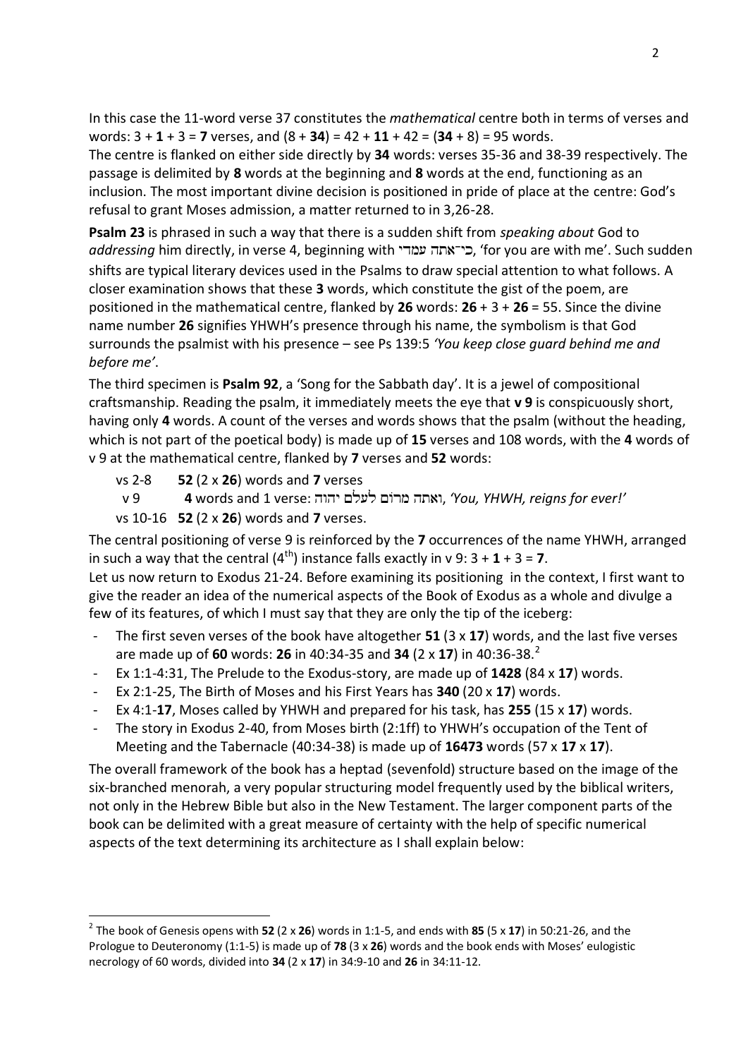In this case the 11-word verse 37 constitutes the *mathematical* centre both in terms of verses and words: 3 + **1** + 3 = **7** verses, and (8 + **34**) = 42 + **11** + 42 = (**34** + 8) = 95 words.
The centre is flanked on either side directly by **34** words: verses 35-36 and 38-39 respectively. The passage is delimited by **8** words at the beginning and **8** words at the end, functioning as an inclusion. The most important divine decision is positioned in pride of place at the centre: God's refusal to grant Moses admission, a matter returned to in 3,26-28.

**Psalm 23** is phrased in such a way that there is a sudden shift from *speaking about* God to *addressing* him directly, in verse 4, beginning with כי־אתה עמדי, 'for you are with me'. Such sudden shifts are typical literary devices used in the Psalms to draw special attention to what follows. A closer examination shows that these **3** words, which constitute the gist of the poem, are positioned in the mathematical centre, flanked by **26** words: **26** + 3 + **26** = 55. Since the divine name number **26** signifies YHWH's presence through his name, the symbolism is that God surrounds the psalmist with his presence – see Ps 139:5 *'You keep close guard behind me and before me'*.

The third specimen is **Psalm 92**, a 'Song for the Sabbath day'. It is a jewel of compositional craftsmanship. Reading the psalm, it immediately meets the eye that **v 9** is conspicuously short, having only **4** words. A count of the verses and words shows that the psalm (without the heading, which is not part of the poetical body) is made up of **15** verses and 108 words, with the **4** words of v 9 at the mathematical centre, flanked by **7** verses and **52** words:

vs 2-8 **52** (2 x **26**) words and **7** verses
v 9 **4** words and 1 verse: ואתה מרום לעלם יהוה, *'You, YHWH, reigns for ever!'*
vs 10-16 **52** (2 x **26**) words and **7** verses.

The central positioning of verse 9 is reinforced by the **7** occurrences of the name YHWH, arranged in such a way that the central (4th) instance falls exactly in v 9: 3 + **1** + 3 = **7**.
Let us now return to Exodus 21-24. Before examining its positioning in the context, I first want to give the reader an idea of the numerical aspects of the Book of Exodus as a whole and divulge a few of its features, of which I must say that they are only the tip of the iceberg:

- The first seven verses of the book have altogether **51** (3 x **17**) words, and the last five verses are made up of **60** words: **26** in 40:34-35 and **34** (2 x **17**) in 40:36-38.[2]
- Ex 1:1-4:31, The Prelude to the Exodus-story, are made up of **1428** (84 x **17**) words.
- Ex 2:1-25, The Birth of Moses and his First Years has **340** (20 x **17**) words.
- Ex 4:1-**17**, Moses called by YHWH and prepared for his task, has **255** (15 x **17**) words.
- The story in Exodus 2-40, from Moses birth (2:1ff) to YHWH's occupation of the Tent of Meeting and the Tabernacle (40:34-38) is made up of **16473** words (57 x **17** x **17**).

The overall framework of the book has a heptad (sevenfold) structure based on the image of the six-branched menorah, a very popular structuring model frequently used by the biblical writers, not only in the Hebrew Bible but also in the New Testament. The larger component parts of the book can be delimited with a great measure of certainty with the help of specific numerical aspects of the text determining its architecture as I shall explain below:

[2] The book of Genesis opens with **52** (2 x **26**) words in 1:1-5, and ends with **85** (5 x **17**) in 50:21-26, and the Prologue to Deuteronomy (1:1-5) is made up of **78** (3 x **26**) words and the book ends with Moses' eulogistic necrology of 60 words, divided into **34** (2 x **17**) in 34:9-10 and **26** in 34:11-12.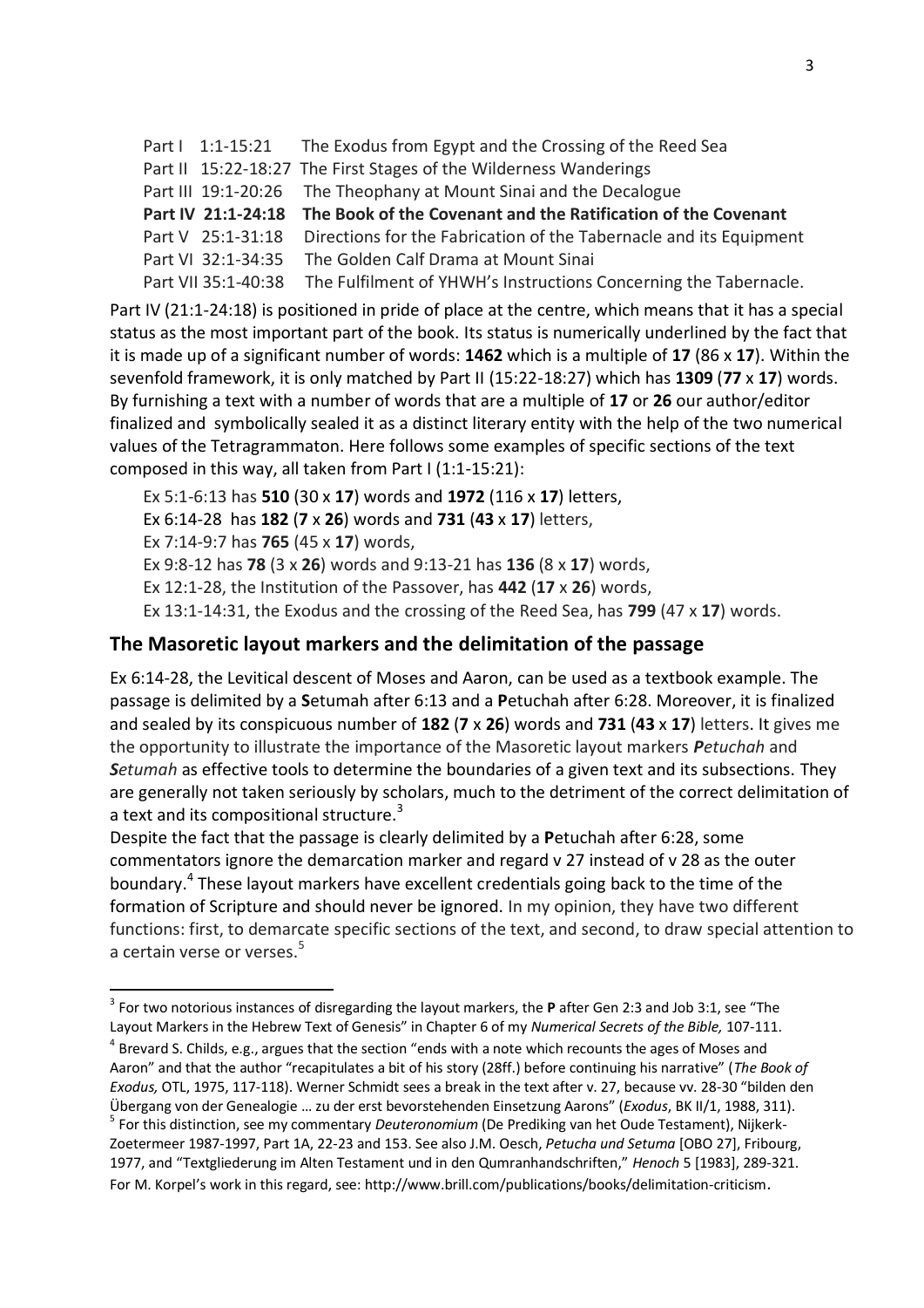Part I 1:1-15:21 The Exodus from Egypt and the Crossing of the Reed Sea
Part II 15:22-18:27 The First Stages of the Wilderness Wanderings
Part III 19:1-20:26 The Theophany at Mount Sinai and the Decalogue
**Part IV 21:1-24:18 The Book of the Covenant and the Ratification of the Covenant**
Part V 25:1-31:18 Directions for the Fabrication of the Tabernacle and its Equipment
Part VI 32:1-34:35 The Golden Calf Drama at Mount Sinai
Part VII 35:1-40:38 The Fulfilment of YHWH's Instructions Concerning the Tabernacle.

Part IV (21:1-24:18) is positioned in pride of place at the centre, which means that it has a special status as the most important part of the book. Its status is numerically underlined by the fact that it is made up of a significant number of words: **1462** which is a multiple of **17** (86 x **17**). Within the sevenfold framework, it is only matched by Part II (15:22-18:27) which has **1309** (**77** x **17**) words. By furnishing a text with a number of words that are a multiple of **17** or **26** our author/editor finalized and symbolically sealed it as a distinct literary entity with the help of the two numerical values of the Tetragrammaton. Here follows some examples of specific sections of the text composed in this way, all taken from Part I (1:1-15:21):

Ex 5:1-6:13 has **510** (30 x **17**) words and **1972** (116 x **17**) letters,
Ex 6:14-28 has **182** (**7** x **26**) words and **731** (**43** x **17**) letters,
Ex 7:14-9:7 has **765** (45 x **17**) words,
Ex 9:8-12 has **78** (3 x **26**) words and 9:13-21 has **136** (8 x **17**) words,
Ex 12:1-28, the Institution of the Passover, has **442** (**17** x **26**) words,
Ex 13:1-14:31, the Exodus and the crossing of the Reed Sea, has **799** (47 x **17**) words.

## The Masoretic layout markers and the delimitation of the passage

Ex 6:14-28, the Levitical descent of Moses and Aaron, can be used as a textbook example. The passage is delimited by a **S**etumah after 6:13 and a **P**etuchah after 6:28. Moreover, it is finalized and sealed by its conspicuous number of **182** (**7** x **26**) words and **731** (**43** x **17**) letters. It gives me the opportunity to illustrate the importance of the Masoretic layout markers ***P**etuchah* and ***S**etumah* as effective tools to determine the boundaries of a given text and its subsections. They are generally not taken seriously by scholars, much to the detriment of the correct delimitation of a text and its compositional structure.[3]

Despite the fact that the passage is clearly delimited by a **P**etuchah after 6:28, some commentators ignore the demarcation marker and regard v 27 instead of v 28 as the outer boundary.[4] These layout markers have excellent credentials going back to the time of the formation of Scripture and should never be ignored. In my opinion, they have two different functions: first, to demarcate specific sections of the text, and second, to draw special attention to a certain verse or verses.[5]

---

[3] For two notorious instances of disregarding the layout markers, the **P** after Gen 2:3 and Job 3:1, see "The Layout Markers in the Hebrew Text of Genesis" in Chapter 6 of my *Numerical Secrets of the Bible,* 107-111.

[4] Brevard S. Childs, e.g., argues that the section "ends with a note which recounts the ages of Moses and Aaron" and that the author "recapitulates a bit of his story (28ff.) before continuing his narrative" (*The Book of Exodus,* OTL, 1975, 117-118). Werner Schmidt sees a break in the text after v. 27, because vv. 28-30 "bilden den Übergang von der Genealogie … zu der erst bevorstehenden Einsetzung Aarons" (*Exodus*, BK II/1, 1988, 311).

[5] For this distinction, see my commentary *Deuteronomium* (De Prediking van het Oude Testament), Nijkerk-Zoetermeer 1987-1997, Part 1A, 22-23 and 153. See also J.M. Oesch, *Petucha und Setuma* [OBO 27], Fribourg, 1977, and "Textgliederung im Alten Testament und in den Qumranhandschriften," *Henoch* 5 [1983], 289-321. For M. Korpel's work in this regard, see: http://www.brill.com/publications/books/delimitation-criticism.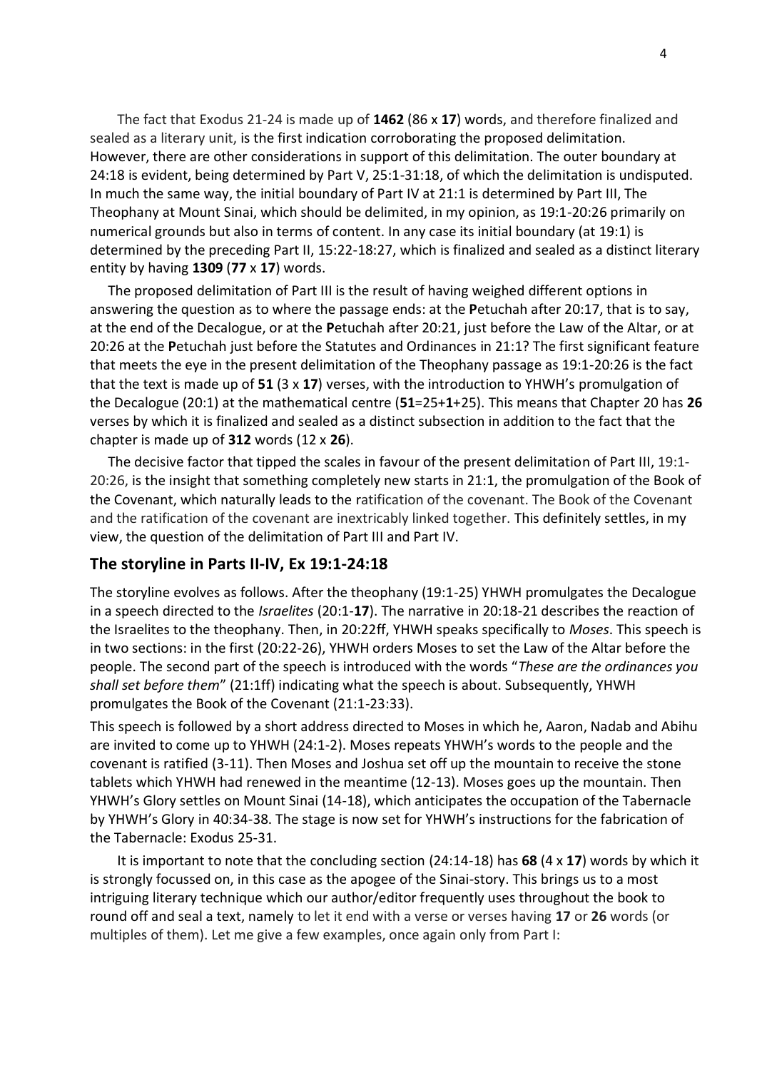The fact that Exodus 21-24 is made up of **1462** (86 x **17**) words, and therefore finalized and sealed as a literary unit, is the first indication corroborating the proposed delimitation. However, there are other considerations in support of this delimitation. The outer boundary at 24:18 is evident, being determined by Part V, 25:1-31:18, of which the delimitation is undisputed. In much the same way, the initial boundary of Part IV at 21:1 is determined by Part III, The Theophany at Mount Sinai, which should be delimited, in my opinion, as 19:1-20:26 primarily on numerical grounds but also in terms of content. In any case its initial boundary (at 19:1) is determined by the preceding Part II, 15:22-18:27, which is finalized and sealed as a distinct literary entity by having **1309** (**77** x **17**) words.

The proposed delimitation of Part III is the result of having weighed different options in answering the question as to where the passage ends: at the **P**etuchah after 20:17, that is to say, at the end of the Decalogue, or at the **P**etuchah after 20:21, just before the Law of the Altar, or at 20:26 at the **P**etuchah just before the Statutes and Ordinances in 21:1? The first significant feature that meets the eye in the present delimitation of the Theophany passage as 19:1-20:26 is the fact that the text is made up of **51** (3 x **17**) verses, with the introduction to YHWH's promulgation of the Decalogue (20:1) at the mathematical centre (**51**=25+**1**+25). This means that Chapter 20 has **26** verses by which it is finalized and sealed as a distinct subsection in addition to the fact that the chapter is made up of **312** words (12 x **26**).

The decisive factor that tipped the scales in favour of the present delimitation of Part III, 19:1-20:26, is the insight that something completely new starts in 21:1, the promulgation of the Book of the Covenant, which naturally leads to the ratification of the covenant. The Book of the Covenant and the ratification of the covenant are inextricably linked together. This definitely settles, in my view, the question of the delimitation of Part III and Part IV.

## The storyline in Parts II-IV, Ex 19:1-24:18

The storyline evolves as follows. After the theophany (19:1-25) YHWH promulgates the Decalogue in a speech directed to the *Israelites* (20:1-**17**). The narrative in 20:18-21 describes the reaction of the Israelites to the theophany. Then, in 20:22ff, YHWH speaks specifically to *Moses*. This speech is in two sections: in the first (20:22-26), YHWH orders Moses to set the Law of the Altar before the people. The second part of the speech is introduced with the words "*These are the ordinances you shall set before them*" (21:1ff) indicating what the speech is about. Subsequently, YHWH promulgates the Book of the Covenant (21:1-23:33).

This speech is followed by a short address directed to Moses in which he, Aaron, Nadab and Abihu are invited to come up to YHWH (24:1-2). Moses repeats YHWH's words to the people and the covenant is ratified (3-11). Then Moses and Joshua set off up the mountain to receive the stone tablets which YHWH had renewed in the meantime (12-13). Moses goes up the mountain. Then YHWH's Glory settles on Mount Sinai (14-18), which anticipates the occupation of the Tabernacle by YHWH's Glory in 40:34-38. The stage is now set for YHWH's instructions for the fabrication of the Tabernacle: Exodus 25-31.

It is important to note that the concluding section (24:14-18) has **68** (4 x **17**) words by which it is strongly focussed on, in this case as the apogee of the Sinai-story. This brings us to a most intriguing literary technique which our author/editor frequently uses throughout the book to round off and seal a text, namely to let it end with a verse or verses having **17** or **26** words (or multiples of them). Let me give a few examples, once again only from Part I: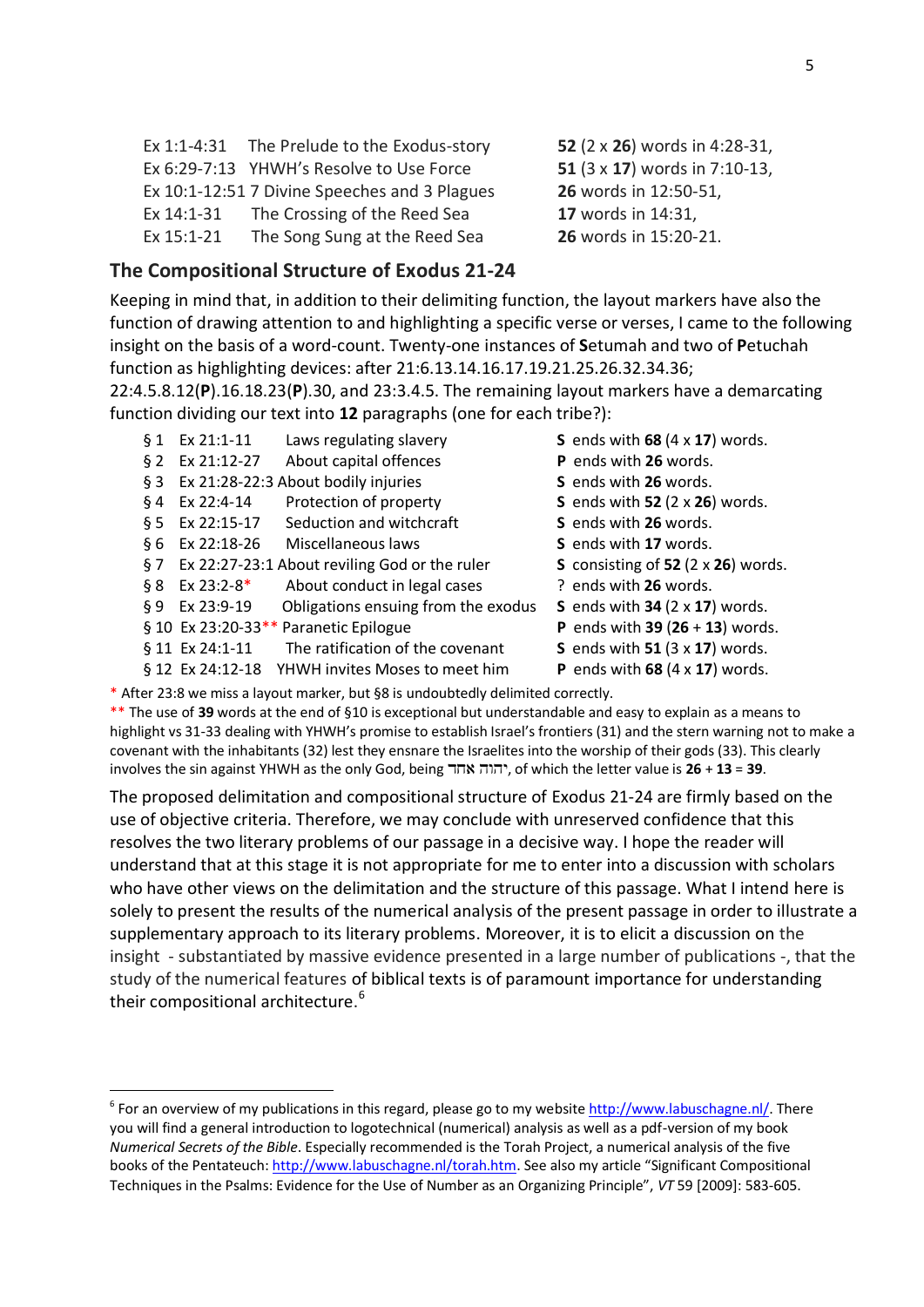| | | |
|---|---|---|
| Ex 1:1-4:31 | The Prelude to the Exodus-story | **52** (2 x **26**) words in 4:28-31, |
| Ex 6:29-7:13 | YHWH's Resolve to Use Force | **51** (3 x **17**) words in 7:10-13, |
| Ex 10:1-12:51 | 7 Divine Speeches and 3 Plagues | **26** words in 12:50-51, |
| Ex 14:1-31 | The Crossing of the Reed Sea | **17** words in 14:31, |
| Ex 15:1-21 | The Song Sung at the Reed Sea | **26** words in 15:20-21. |

## The Compositional Structure of Exodus 21-24

Keeping in mind that, in addition to their delimiting function, the layout markers have also the function of drawing attention to and highlighting a specific verse or verses, I came to the following insight on the basis of a word-count. Twenty-one instances of **S**etumah and two of **P**etuchah function as highlighting devices: after 21:6.13.14.16.17.19.21.25.26.32.34.36; 22:4.5.8.12(**P**).16.18.23(**P**).30, and 23:3.4.5. The remaining layout markers have a demarcating function dividing our text into **12** paragraphs (one for each tribe?):

| | | | |
|---|---|---|---|
| § 1 | Ex 21:1-11 | Laws regulating slavery | **S** ends with **68** (4 x **17**) words. |
| § 2 | Ex 21:12-27 | About capital offences | **P** ends with **26** words. |
| § 3 | Ex 21:28-22:3 | About bodily injuries | **S** ends with **26** words. |
| § 4 | Ex 22:4-14 | Protection of property | **S** ends with **52** (2 x **26**) words. |
| § 5 | Ex 22:15-17 | Seduction and witchcraft | **S** ends with **26** words. |
| § 6 | Ex 22:18-26 | Miscellaneous laws | **S** ends with **17** words. |
| § 7 | Ex 22:27-23:1 | About reviling God or the ruler | **S** consisting of **52** (2 x **26**) words. |
| § 8 | Ex 23:2-8* | About conduct in legal cases | ? ends with **26** words. |
| § 9 | Ex 23:9-19 | Obligations ensuing from the exodus | **S** ends with **34** (2 x **17**) words. |
| § 10 | Ex 23:20-33** | Parenetic Epilogue | **P** ends with **39** (**26** + **13**) words. |
| § 11 | Ex 24:1-11 | The ratification of the covenant | **S** ends with **51** (3 x **17**) words. |
| § 12 | Ex 24:12-18 | YHWH invites Moses to meet him | **P** ends with **68** (4 x **17**) words. |

\* After 23:8 we miss a layout marker, but §8 is undoubtedly delimited correctly.

\*\* The use of **39** words at the end of §10 is exceptional but understandable and easy to explain as a means to highlight vs 31-33 dealing with YHWH's promise to establish Israel's frontiers (31) and the stern warning not to make a covenant with the inhabitants (32) lest they ensnare the Israelites into the worship of their gods (33). This clearly involves the sin against YHWH as the only God, being יהוה אחד, of which the letter value is **26** + **13** = **39**.

The proposed delimitation and compositional structure of Exodus 21-24 are firmly based on the use of objective criteria. Therefore, we may conclude with unreserved confidence that this resolves the two literary problems of our passage in a decisive way. I hope the reader will understand that at this stage it is not appropriate for me to enter into a discussion with scholars who have other views on the delimitation and the structure of this passage. What I intend here is solely to present the results of the numerical analysis of the present passage in order to illustrate a supplementary approach to its literary problems. Moreover, it is to elicit a discussion on the insight - substantiated by massive evidence presented in a large number of publications -, that the study of the numerical features of biblical texts is of paramount importance for understanding their compositional architecture.[6]

---

[6] For an overview of my publications in this regard, please go to my website http://www.labuschagne.nl/. There you will find a general introduction to logotechnical (numerical) analysis as well as a pdf-version of my book *Numerical Secrets of the Bible*. Especially recommended is the Torah Project, a numerical analysis of the five books of the Pentateuch: http://www.labuschagne.nl/torah.htm. See also my article "Significant Compositional Techniques in the Psalms: Evidence for the Use of Number as an Organizing Principle", *VT* 59 [2009]: 583-605.